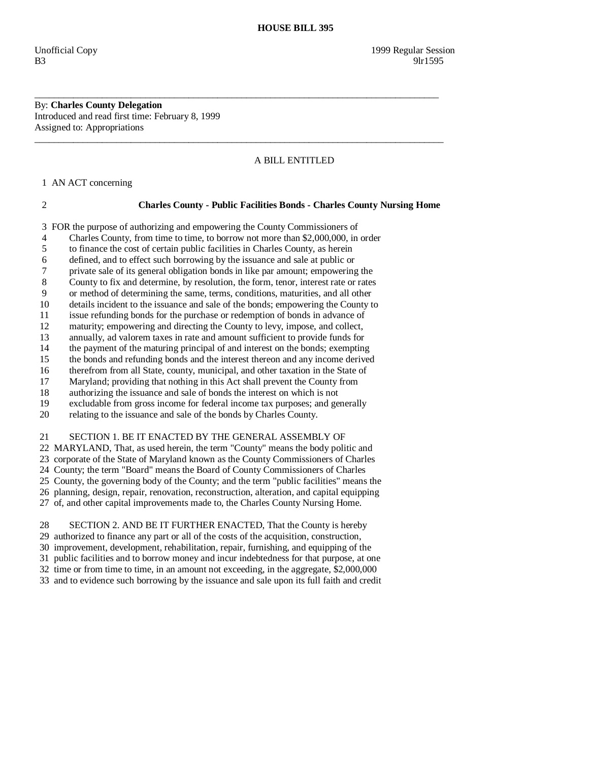# HOUSE BILL 395

Unofficial Copy 1999 Regular Session
B3 9lr1595

---

By: **Charles County Delegation**
Introduced and read first time: February 8, 1999
Assigned to: Appropriations

---

A BILL ENTITLED

1 AN ACT concerning

2 **Charles County - Public Facilities Bonds - Charles County Nursing Home**

3 FOR the purpose of authorizing and empowering the County Commissioners of
4 Charles County, from time to time, to borrow not more than $2,000,000, in order
5 to finance the cost of certain public facilities in Charles County, as herein
6 defined, and to effect such borrowing by the issuance and sale at public or
7 private sale of its general obligation bonds in like par amount; empowering the
8 County to fix and determine, by resolution, the form, tenor, interest rate or rates
9 or method of determining the same, terms, conditions, maturities, and all other
10 details incident to the issuance and sale of the bonds; empowering the County to
11 issue refunding bonds for the purchase or redemption of bonds in advance of
12 maturity; empowering and directing the County to levy, impose, and collect,
13 annually, ad valorem taxes in rate and amount sufficient to provide funds for
14 the payment of the maturing principal of and interest on the bonds; exempting
15 the bonds and refunding bonds and the interest thereon and any income derived
16 therefrom from all State, county, municipal, and other taxation in the State of
17 Maryland; providing that nothing in this Act shall prevent the County from
18 authorizing the issuance and sale of bonds the interest on which is not
19 excludable from gross income for federal income tax purposes; and generally
20 relating to the issuance and sale of the bonds by Charles County.

21 SECTION 1. BE IT ENACTED BY THE GENERAL ASSEMBLY OF
22 MARYLAND, That, as used herein, the term "County" means the body politic and
23 corporate of the State of Maryland known as the County Commissioners of Charles
24 County; the term "Board" means the Board of County Commissioners of Charles
25 County, the governing body of the County; and the term "public facilities" means the
26 planning, design, repair, renovation, reconstruction, alteration, and capital equipping
27 of, and other capital improvements made to, the Charles County Nursing Home.

28 SECTION 2. AND BE IT FURTHER ENACTED, That the County is hereby
29 authorized to finance any part or all of the costs of the acquisition, construction,
30 improvement, development, rehabilitation, repair, furnishing, and equipping of the
31 public facilities and to borrow money and incur indebtedness for that purpose, at one
32 time or from time to time, in an amount not exceeding, in the aggregate, $2,000,000
33 and to evidence such borrowing by the issuance and sale upon its full faith and credit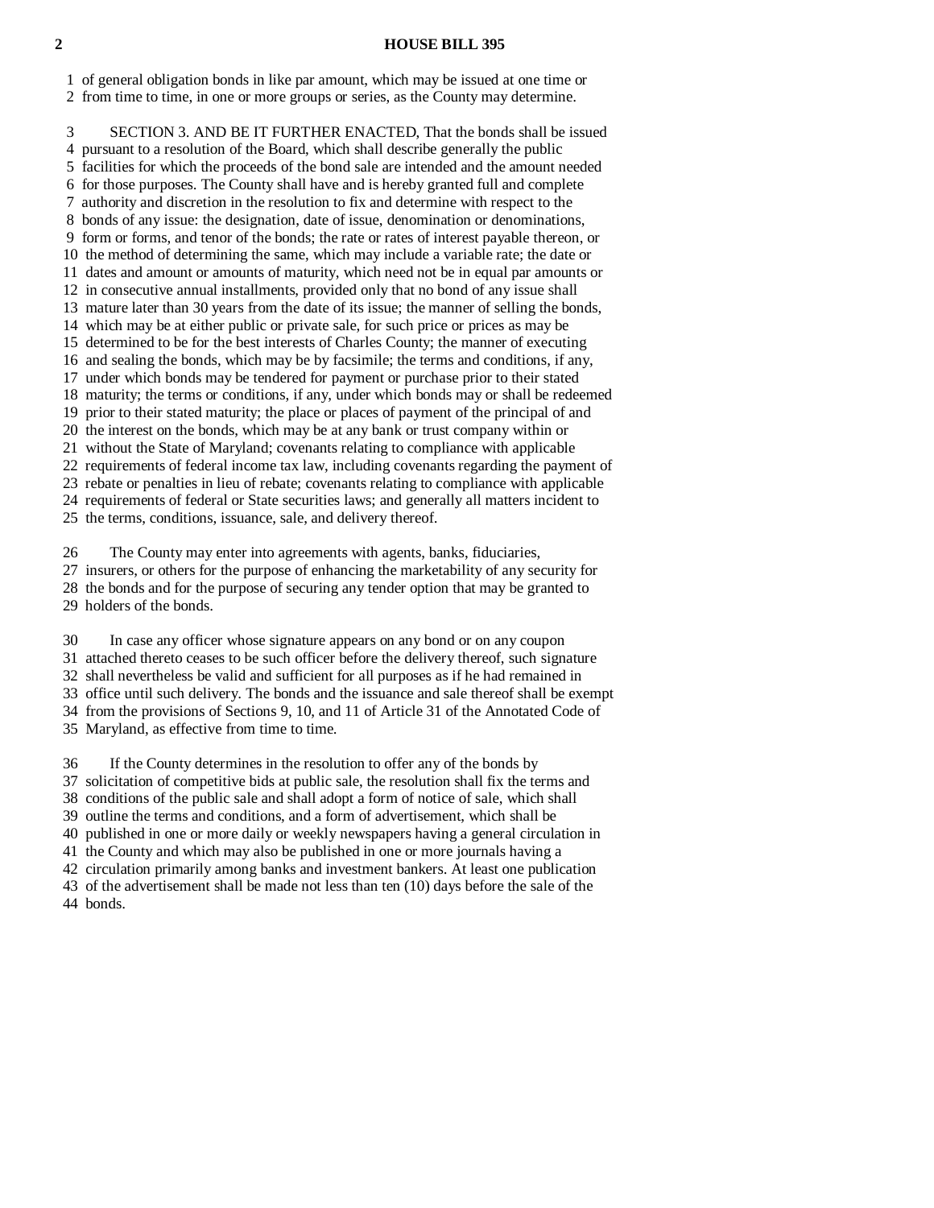of general obligation bonds in like par amount, which may be issued at one time or from time to time, in one or more groups or series, as the County may determine.

SECTION 3. AND BE IT FURTHER ENACTED, That the bonds shall be issued pursuant to a resolution of the Board, which shall describe generally the public facilities for which the proceeds of the bond sale are intended and the amount needed for those purposes. The County shall have and is hereby granted full and complete authority and discretion in the resolution to fix and determine with respect to the bonds of any issue: the designation, date of issue, denomination or denominations, form or forms, and tenor of the bonds; the rate or rates of interest payable thereon, or the method of determining the same, which may include a variable rate; the date or dates and amount or amounts of maturity, which need not be in equal par amounts or in consecutive annual installments, provided only that no bond of any issue shall mature later than 30 years from the date of its issue; the manner of selling the bonds, which may be at either public or private sale, for such price or prices as may be determined to be for the best interests of Charles County; the manner of executing and sealing the bonds, which may be by facsimile; the terms and conditions, if any, under which bonds may be tendered for payment or purchase prior to their stated maturity; the terms or conditions, if any, under which bonds may or shall be redeemed prior to their stated maturity; the place or places of payment of the principal of and the interest on the bonds, which may be at any bank or trust company within or without the State of Maryland; covenants relating to compliance with applicable requirements of federal income tax law, including covenants regarding the payment of rebate or penalties in lieu of rebate; covenants relating to compliance with applicable requirements of federal or State securities laws; and generally all matters incident to the terms, conditions, issuance, sale, and delivery thereof.

The County may enter into agreements with agents, banks, fiduciaries, insurers, or others for the purpose of enhancing the marketability of any security for the bonds and for the purpose of securing any tender option that may be granted to holders of the bonds.

In case any officer whose signature appears on any bond or on any coupon attached thereto ceases to be such officer before the delivery thereof, such signature shall nevertheless be valid and sufficient for all purposes as if he had remained in office until such delivery. The bonds and the issuance and sale thereof shall be exempt from the provisions of Sections 9, 10, and 11 of Article 31 of the Annotated Code of Maryland, as effective from time to time.

If the County determines in the resolution to offer any of the bonds by solicitation of competitive bids at public sale, the resolution shall fix the terms and conditions of the public sale and shall adopt a form of notice of sale, which shall outline the terms and conditions, and a form of advertisement, which shall be published in one or more daily or weekly newspapers having a general circulation in the County and which may also be published in one or more journals having a circulation primarily among banks and investment bankers. At least one publication of the advertisement shall be made not less than ten (10) days before the sale of the bonds.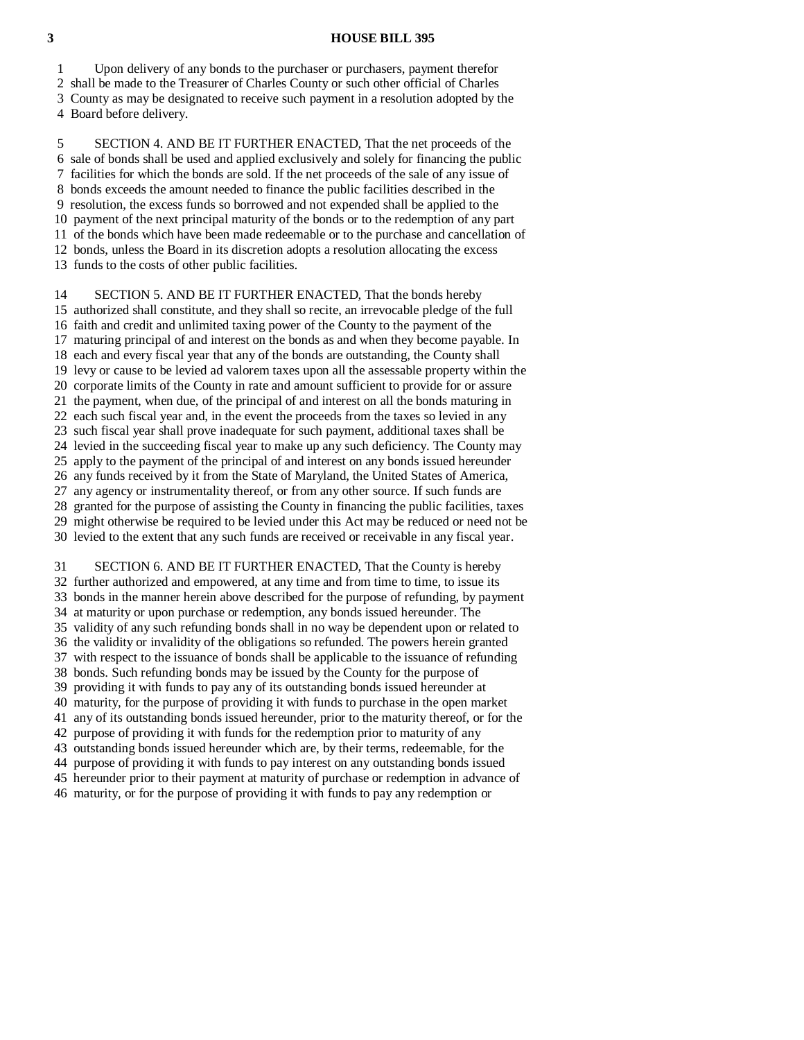Upon delivery of any bonds to the purchaser or purchasers, payment therefor shall be made to the Treasurer of Charles County or such other official of Charles County as may be designated to receive such payment in a resolution adopted by the Board before delivery.

SECTION 4. AND BE IT FURTHER ENACTED, That the net proceeds of the sale of bonds shall be used and applied exclusively and solely for financing the public facilities for which the bonds are sold. If the net proceeds of the sale of any issue of bonds exceeds the amount needed to finance the public facilities described in the resolution, the excess funds so borrowed and not expended shall be applied to the payment of the next principal maturity of the bonds or to the redemption of any part of the bonds which have been made redeemable or to the purchase and cancellation of bonds, unless the Board in its discretion adopts a resolution allocating the excess funds to the costs of other public facilities.

SECTION 5. AND BE IT FURTHER ENACTED, That the bonds hereby authorized shall constitute, and they shall so recite, an irrevocable pledge of the full faith and credit and unlimited taxing power of the County to the payment of the maturing principal of and interest on the bonds as and when they become payable. In each and every fiscal year that any of the bonds are outstanding, the County shall levy or cause to be levied ad valorem taxes upon all the assessable property within the corporate limits of the County in rate and amount sufficient to provide for or assure the payment, when due, of the principal of and interest on all the bonds maturing in each such fiscal year and, in the event the proceeds from the taxes so levied in any such fiscal year shall prove inadequate for such payment, additional taxes shall be levied in the succeeding fiscal year to make up any such deficiency. The County may apply to the payment of the principal of and interest on any bonds issued hereunder any funds received by it from the State of Maryland, the United States of America, any agency or instrumentality thereof, or from any other source. If such funds are granted for the purpose of assisting the County in financing the public facilities, taxes might otherwise be required to be levied under this Act may be reduced or need not be levied to the extent that any such funds are received or receivable in any fiscal year.

SECTION 6. AND BE IT FURTHER ENACTED, That the County is hereby further authorized and empowered, at any time and from time to time, to issue its bonds in the manner herein above described for the purpose of refunding, by payment at maturity or upon purchase or redemption, any bonds issued hereunder. The validity of any such refunding bonds shall in no way be dependent upon or related to the validity or invalidity of the obligations so refunded. The powers herein granted with respect to the issuance of bonds shall be applicable to the issuance of refunding bonds. Such refunding bonds may be issued by the County for the purpose of providing it with funds to pay any of its outstanding bonds issued hereunder at maturity, for the purpose of providing it with funds to purchase in the open market any of its outstanding bonds issued hereunder, prior to the maturity thereof, or for the purpose of providing it with funds for the redemption prior to maturity of any outstanding bonds issued hereunder which are, by their terms, redeemable, for the purpose of providing it with funds to pay interest on any outstanding bonds issued hereunder prior to their payment at maturity of purchase or redemption in advance of maturity, or for the purpose of providing it with funds to pay any redemption or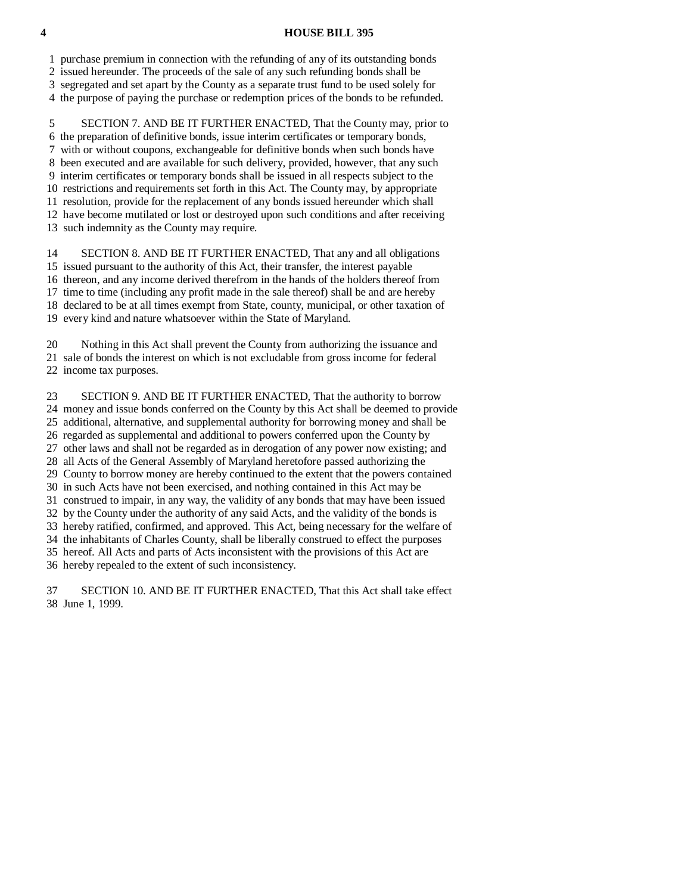purchase premium in connection with the refunding of any of its outstanding bonds issued hereunder. The proceeds of the sale of any such refunding bonds shall be segregated and set apart by the County as a separate trust fund to be used solely for the purpose of paying the purchase or redemption prices of the bonds to be refunded.

SECTION 7. AND BE IT FURTHER ENACTED, That the County may, prior to the preparation of definitive bonds, issue interim certificates or temporary bonds, with or without coupons, exchangeable for definitive bonds when such bonds have been executed and are available for such delivery, provided, however, that any such interim certificates or temporary bonds shall be issued in all respects subject to the restrictions and requirements set forth in this Act. The County may, by appropriate resolution, provide for the replacement of any bonds issued hereunder which shall have become mutilated or lost or destroyed upon such conditions and after receiving such indemnity as the County may require.

SECTION 8. AND BE IT FURTHER ENACTED, That any and all obligations issued pursuant to the authority of this Act, their transfer, the interest payable thereon, and any income derived therefrom in the hands of the holders thereof from time to time (including any profit made in the sale thereof) shall be and are hereby declared to be at all times exempt from State, county, municipal, or other taxation of every kind and nature whatsoever within the State of Maryland.

Nothing in this Act shall prevent the County from authorizing the issuance and sale of bonds the interest on which is not excludable from gross income for federal income tax purposes.

SECTION 9. AND BE IT FURTHER ENACTED, That the authority to borrow money and issue bonds conferred on the County by this Act shall be deemed to provide additional, alternative, and supplemental authority for borrowing money and shall be regarded as supplemental and additional to powers conferred upon the County by other laws and shall not be regarded as in derogation of any power now existing; and all Acts of the General Assembly of Maryland heretofore passed authorizing the County to borrow money are hereby continued to the extent that the powers contained in such Acts have not been exercised, and nothing contained in this Act may be construed to impair, in any way, the validity of any bonds that may have been issued by the County under the authority of any said Acts, and the validity of the bonds is hereby ratified, confirmed, and approved. This Act, being necessary for the welfare of the inhabitants of Charles County, shall be liberally construed to effect the purposes hereof. All Acts and parts of Acts inconsistent with the provisions of this Act are hereby repealed to the extent of such inconsistency.

SECTION 10. AND BE IT FURTHER ENACTED, That this Act shall take effect June 1, 1999.